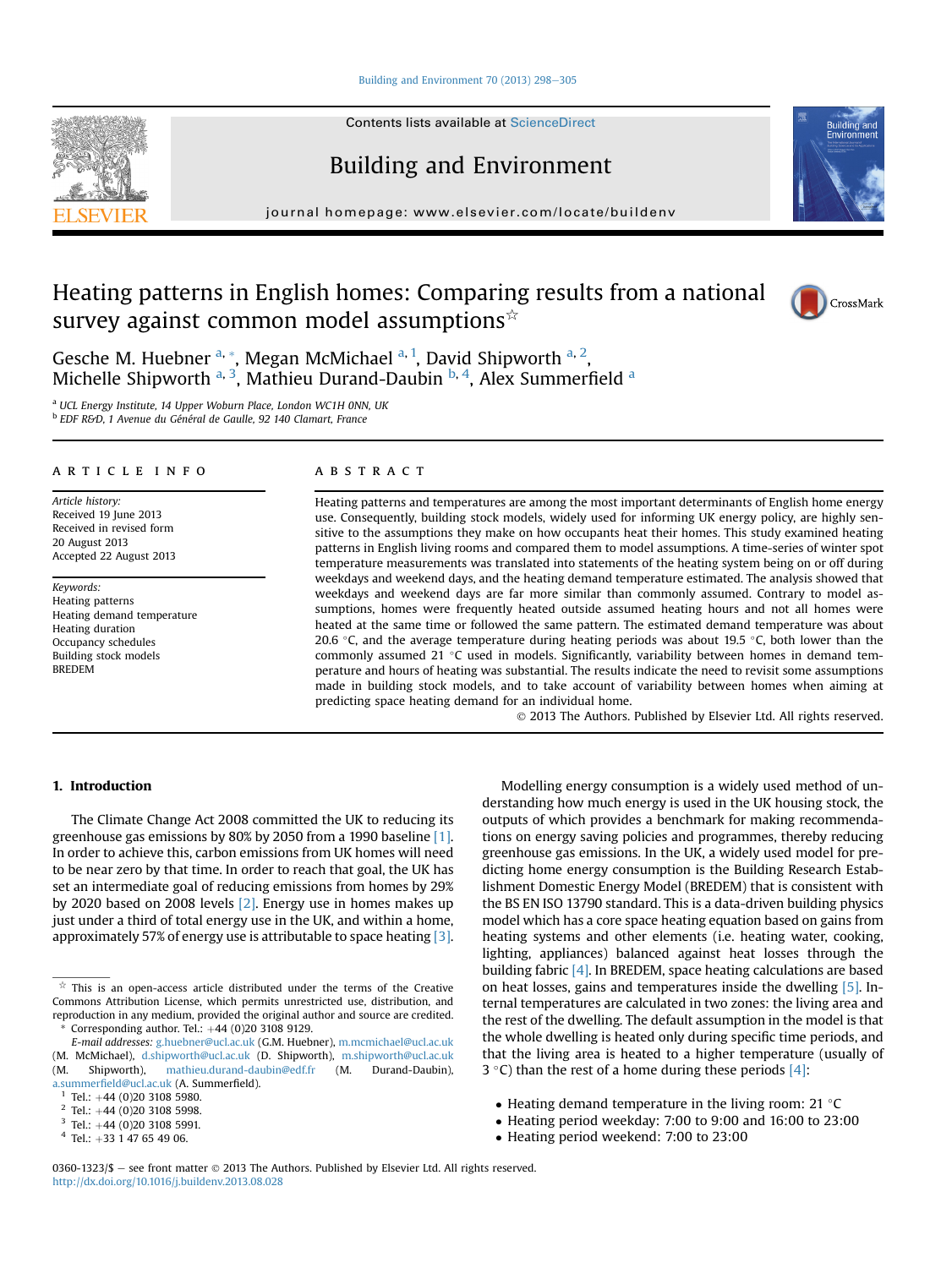# Heating patterns in English homes: Comparing results from a national survey against common model assumptions[☆]

Gesche M. Huebner [a,*], Megan McMichael [a,1], David Shipworth [a,2], Michelle Shipworth [a,3], Mathieu Durand-Daubin [b,4], Alex Summerfield [a]

[a] UCL Energy Institute, 14 Upper Woburn Place, London WC1H 0NN, UK
[b] EDF R&D, 1 Avenue du Général de Gaulle, 92 140 Clamart, France

**ARTICLE INFO**

*Article history:*
Received 19 June 2013
Received in revised form 20 August 2013
Accepted 22 August 2013

*Keywords:*
Heating patterns
Heating demand temperature
Heating duration
Occupancy schedules
Building stock models
BREDEM

**ABSTRACT**

Heating patterns and temperatures are among the most important determinants of English home energy use. Consequently, building stock models, widely used for informing UK energy policy, are highly sensitive to the assumptions they make on how occupants heat their homes. This study examined heating patterns in English living rooms and compared them to model assumptions. A time-series of winter spot temperature measurements was translated into statements of the heating system being on or off during weekdays and weekend days, and the heating demand temperature estimated. The analysis showed that weekdays and weekend days are far more similar than commonly assumed. Contrary to model assumptions, homes were frequently heated outside assumed heating hours and not all homes were heated at the same time or followed the same pattern. The estimated demand temperature was about 20.6 °C, and the average temperature during heating periods was about 19.5 °C, both lower than the commonly assumed 21 °C used in models. Significantly, variability between homes in demand temperature and hours of heating was substantial. The results indicate the need to revisit some assumptions made in building stock models, and to take account of variability between homes when aiming at predicting space heating demand for an individual home.

© 2013 The Authors. Published by Elsevier Ltd. All rights reserved.

## 1. Introduction

The Climate Change Act 2008 committed the UK to reducing its greenhouse gas emissions by 80% by 2050 from a 1990 baseline [1]. In order to achieve this, carbon emissions from UK homes will need to be near zero by that time. In order to reach that goal, the UK has set an intermediate goal of reducing emissions from homes by 29% by 2020 based on 2008 levels [2]. Energy use in homes makes up just under a third of total energy use in the UK, and within a home, approximately 57% of energy use is attributable to space heating [3].

Modelling energy consumption is a widely used method of understanding how much energy is used in the UK housing stock, the outputs of which provides a benchmark for making recommendations on energy saving policies and programmes, thereby reducing greenhouse gas emissions. In the UK, a widely used model for predicting home energy consumption is the Building Research Establishment Domestic Energy Model (BREDEM) that is consistent with the BS EN ISO 13790 standard. This is a data-driven building physics model which has a core space heating equation based on gains from heating systems and other elements (i.e. heating water, cooking, lighting, appliances) balanced against heat losses through the building fabric [4]. In BREDEM, space heating calculations are based on heat losses, gains and temperatures inside the dwelling [5]. Internal temperatures are calculated in two zones: the living area and the rest of the dwelling. The default assumption in the model is that the whole dwelling is heated only during specific time periods, and that the living area is heated to a higher temperature (usually of 3 °C) than the rest of a home during these periods [4]:

- Heating demand temperature in the living room: 21 °C
- Heating period weekday: 7:00 to 9:00 and 16:00 to 23:00
- Heating period weekend: 7:00 to 23:00

[☆] This is an open-access article distributed under the terms of the Creative Commons Attribution License, which permits unrestricted use, distribution, and reproduction in any medium, provided the original author and source are credited.
[*] Corresponding author. Tel.: +44 (0)20 3108 9129.
*E-mail addresses:* g.huebner@ucl.ac.uk (G.M. Huebner), m.mcmichael@ucl.ac.uk (M. McMichael), d.shipworth@ucl.ac.uk (D. Shipworth), m.shipworth@ucl.ac.uk (M. Shipworth), mathieu.durand-daubin@edf.fr (M. Durand-Daubin), a.summerfield@ucl.ac.uk (A. Summerfield).
[1] Tel.: +44 (0)20 3108 5980.
[2] Tel.: +44 (0)20 3108 5998.
[3] Tel.: +44 (0)20 3108 5991.
[4] Tel.: +33 1 47 65 49 06.

0360-1323/$ – see front matter © 2013 The Authors. Published by Elsevier Ltd. All rights reserved.
http://dx.doi.org/10.1016/j.buildenv.2013.08.028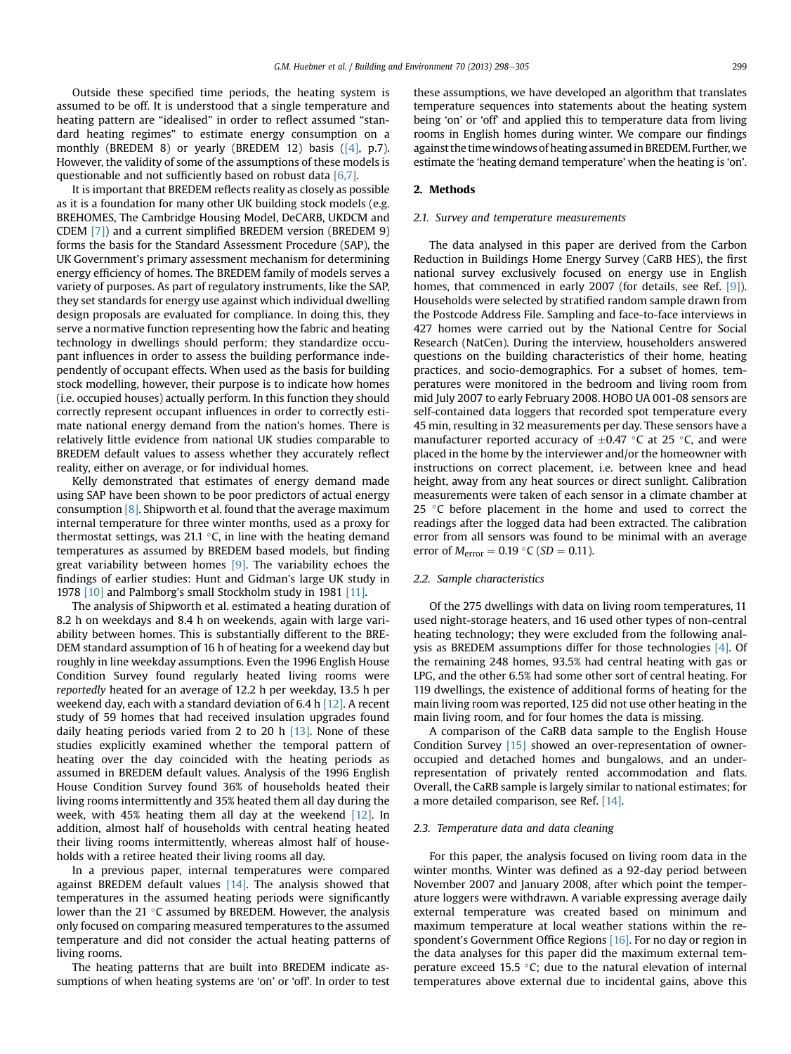Outside these specified time periods, the heating system is assumed to be off. It is understood that a single temperature and heating pattern are "idealised" in order to reflect assumed "standard heating regimes" to estimate energy consumption on a monthly (BREDEM 8) or yearly (BREDEM 12) basis ([4], p.7). However, the validity of some of the assumptions of these models is questionable and not sufficiently based on robust data [6,7].

It is important that BREDEM reflects reality as closely as possible as it is a foundation for many other UK building stock models (e.g. BREHOMES, The Cambridge Housing Model, DeCARB, UKDCM and CDEM [7]) and a current simplified BREDEM version (BREDEM 9) forms the basis for the Standard Assessment Procedure (SAP), the UK Government's primary assessment mechanism for determining energy efficiency of homes. The BREDEM family of models serves a variety of purposes. As part of regulatory instruments, like the SAP, they set standards for energy use against which individual dwelling design proposals are evaluated for compliance. In doing this, they serve a normative function representing how the fabric and heating technology in dwellings should perform; they standardize occupant influences in order to assess the building performance independently of occupant effects. When used as the basis for building stock modelling, however, their purpose is to indicate how homes (i.e. occupied houses) actually perform. In this function they should correctly represent occupant influences in order to correctly estimate national energy demand from the nation's homes. There is relatively little evidence from national UK studies comparable to BREDEM default values to assess whether they accurately reflect reality, either on average, or for individual homes.

Kelly demonstrated that estimates of energy demand made using SAP have been shown to be poor predictors of actual energy consumption [8]. Shipworth et al. found that the average maximum internal temperature for three winter months, used as a proxy for thermostat settings, was 21.1 °C, in line with the heating demand temperatures as assumed by BREDEM based models, but finding great variability between homes [9]. The variability echoes the findings of earlier studies: Hunt and Gidman's large UK study in 1978 [10] and Palmborg's small Stockholm study in 1981 [11].

The analysis of Shipworth et al. estimated a heating duration of 8.2 h on weekdays and 8.4 h on weekends, again with large variability between homes. This is substantially different to the BREDEM standard assumption of 16 h of heating for a weekend day but roughly in line weekday assumptions. Even the 1996 English House Condition Survey found regularly heated living rooms were *reportedly* heated for an average of 12.2 h per weekday, 13.5 h per weekend day, each with a standard deviation of 6.4 h [12]. A recent study of 59 homes that had received insulation upgrades found daily heating periods varied from 2 to 20 h [13]. None of these studies explicitly examined whether the temporal pattern of heating over the day coincided with the heating periods as assumed in BREDEM default values. Analysis of the 1996 English House Condition Survey found 36% of households heated their living rooms intermittently and 35% heated them all day during the week, with 45% heating them all day at the weekend [12]. In addition, almost half of households with central heating heated their living rooms intermittently, whereas almost half of households with a retiree heated their living rooms all day.

In a previous paper, internal temperatures were compared against BREDEM default values [14]. The analysis showed that temperatures in the assumed heating periods were significantly lower than the 21 °C assumed by BREDEM. However, the analysis only focused on comparing measured temperatures to the assumed temperature and did not consider the actual heating patterns of living rooms.

The heating patterns that are built into BREDEM indicate assumptions of when heating systems are 'on' or 'off'. In order to test these assumptions, we have developed an algorithm that translates temperature sequences into statements about the heating system being 'on' or 'off' and applied this to temperature data from living rooms in English homes during winter. We compare our findings against the time windows of heating assumed in BREDEM. Further, we estimate the 'heating demand temperature' when the heating is 'on'.

## 2. Methods

### 2.1. Survey and temperature measurements

The data analysed in this paper are derived from the Carbon Reduction in Buildings Home Energy Survey (CaRB HES), the first national survey exclusively focused on energy use in English homes, that commenced in early 2007 (for details, see Ref. [9]). Households were selected by stratified random sample drawn from the Postcode Address File. Sampling and face-to-face interviews in 427 homes were carried out by the National Centre for Social Research (NatCen). During the interview, householders answered questions on the building characteristics of their home, heating practices, and socio-demographics. For a subset of homes, temperatures were monitored in the bedroom and living room from mid July 2007 to early February 2008. HOBO UA 001-08 sensors are self-contained data loggers that recorded spot temperature every 45 min, resulting in 32 measurements per day. These sensors have a manufacturer reported accuracy of ±0.47 °C at 25 °C, and were placed in the home by the interviewer and/or the homeowner with instructions on correct placement, i.e. between knee and head height, away from any heat sources or direct sunlight. Calibration measurements were taken of each sensor in a climate chamber at 25 °C before placement in the home and used to correct the readings after the logged data had been extracted. The calibration error from all sensors was found to be minimal with an average error of $M_{\text{error}} = 0.19$ °C ($SD = 0.11$).

### 2.2. Sample characteristics

Of the 275 dwellings with data on living room temperatures, 11 used night-storage heaters, and 16 used other types of non-central heating technology; they were excluded from the following analysis as BREDEM assumptions differ for those technologies [4]. Of the remaining 248 homes, 93.5% had central heating with gas or LPG, and the other 6.5% had some other sort of central heating. For 119 dwellings, the existence of additional forms of heating for the main living room was reported, 125 did not use other heating in the main living room, and for four homes the data is missing.

A comparison of the CaRB data sample to the English House Condition Survey [15] showed an over-representation of owner-occupied and detached homes and bungalows, and an under-representation of privately rented accommodation and flats. Overall, the CaRB sample is largely similar to national estimates; for a more detailed comparison, see Ref. [14].

### 2.3. Temperature data and data cleaning

For this paper, the analysis focused on living room data in the winter months. Winter was defined as a 92-day period between November 2007 and January 2008, after which point the temperature loggers were withdrawn. A variable expressing average daily external temperature was created based on minimum and maximum temperature at local weather stations within the respondent's Government Office Regions [16]. For no day or region in the data analyses for this paper did the maximum external temperature exceed 15.5 °C; due to the natural elevation of internal temperatures above external due to incidental gains, above this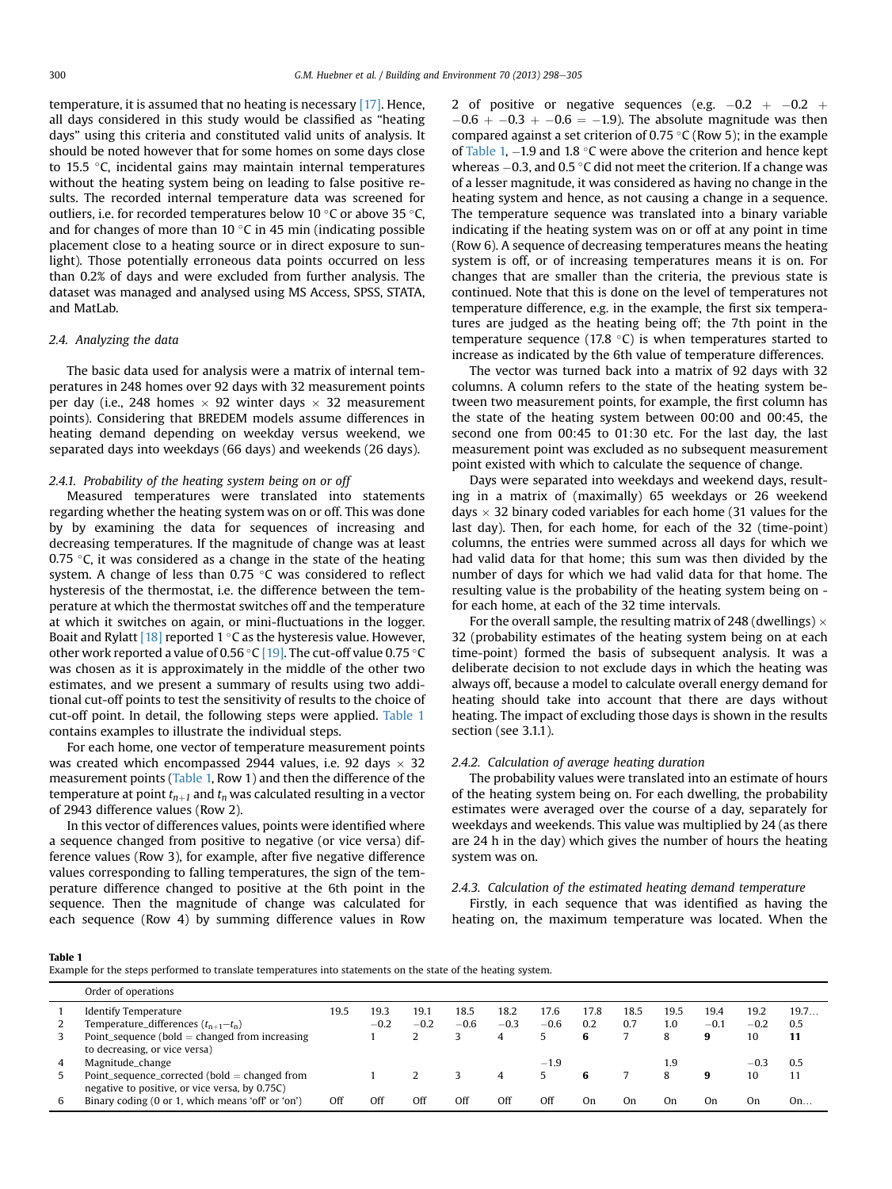temperature, it is assumed that no heating is necessary [17]. Hence, all days considered in this study would be classified as "heating days" using this criteria and constituted valid units of analysis. It should be noted however that for some homes on some days close to 15.5 °C, incidental gains may maintain internal temperatures without the heating system being on leading to false positive results. The recorded internal temperature data was screened for outliers, i.e. for recorded temperatures below 10 °C or above 35 °C, and for changes of more than 10 °C in 45 min (indicating possible placement close to a heating source or in direct exposure to sunlight). Those potentially erroneous data points occurred on less than 0.2% of days and were excluded from further analysis. The dataset was managed and analysed using MS Access, SPSS, STATA, and MatLab.

### 2.4. Analyzing the data

The basic data used for analysis were a matrix of internal temperatures in 248 homes over 92 days with 32 measurement points per day (i.e., 248 homes × 92 winter days × 32 measurement points). Considering that BREDEM models assume differences in heating demand depending on weekday versus weekend, we separated days into weekdays (66 days) and weekends (26 days).

#### 2.4.1. Probability of the heating system being on or off

Measured temperatures were translated into statements regarding whether the heating system was on or off. This was done by by examining the data for sequences of increasing and decreasing temperatures. If the magnitude of change was at least 0.75 °C, it was considered as a change in the state of the heating system. A change of less than 0.75 °C was considered to reflect hysteresis of the thermostat, i.e. the difference between the temperature at which the thermostat switches off and the temperature at which it switches on again, or mini-fluctuations in the logger. Boait and Rylatt [18] reported 1 °C as the hysteresis value. However, other work reported a value of 0.56 °C [19]. The cut-off value 0.75 °C was chosen as it is approximately in the middle of the other two estimates, and we present a summary of results using two additional cut-off points to test the sensitivity of results to the choice of cut-off point. In detail, the following steps were applied. Table 1 contains examples to illustrate the individual steps.

For each home, one vector of temperature measurement points was created which encompassed 2944 values, i.e. 92 days × 32 measurement points (Table 1, Row 1) and then the difference of the temperature at point $t_{n+1}$ and $t_n$ was calculated resulting in a vector of 2943 difference values (Row 2).

In this vector of differences values, points were identified where a sequence changed from positive to negative (or vice versa) difference values (Row 3), for example, after five negative difference values corresponding to falling temperatures, the sign of the temperature difference changed to positive at the 6th point in the sequence. Then the magnitude of change was calculated for each sequence (Row 4) by summing difference values in Row 2 of positive or negative sequences (e.g. −0.2 + −0.2 + −0.6 + −0.3 + −0.6 = −1.9). The absolute magnitude was then compared against a set criterion of 0.75 °C (Row 5); in the example of Table 1, −1.9 and 1.8 °C were above the criterion and hence kept whereas −0.3, and 0.5 °C did not meet the criterion. If a change was of a lesser magnitude, it was considered as having no change in the heating system and hence, as not causing a change in a sequence. The temperature sequence was translated into a binary variable indicating if the heating system was on or off at any point in time (Row 6). A sequence of decreasing temperatures means the heating system is off, or of increasing temperatures means it is on. For changes that are smaller than the criteria, the previous state is continued. Note that this is done on the level of temperatures not temperature difference, e.g. in the example, the first six temperatures are judged as the heating being off; the 7th point in the temperature sequence (17.8 °C) is when temperatures started to increase as indicated by the 6th value of temperature differences.

The vector was turned back into a matrix of 92 days with 32 columns. A column refers to the state of the heating system between two measurement points, for example, the first column has the state of the heating system between 00:00 and 00:45, the second one from 00:45 to 01:30 etc. For the last day, the last measurement point was excluded as no subsequent measurement point existed with which to calculate the sequence of change.

Days were separated into weekdays and weekend days, resulting in a matrix of (maximally) 65 weekdays or 26 weekend days × 32 binary coded variables for each home (31 values for the last day). Then, for each home, for each of the 32 (time-point) columns, the entries were summed across all days for which we had valid data for that home; this sum was then divided by the number of days for which we had valid data for that home. The resulting value is the probability of the heating system being on - for each home, at each of the 32 time intervals.

For the overall sample, the resulting matrix of 248 (dwellings) × 32 (probability estimates of the heating system being on at each time-point) formed the basis of subsequent analysis. It was a deliberate decision to not exclude days in which the heating was always off, because a model to calculate overall energy demand for heating should take into account that there are days without heating. The impact of excluding those days is shown in the results section (see 3.1.1).

#### 2.4.2. Calculation of average heating duration

The probability values were translated into an estimate of hours of the heating system being on. For each dwelling, the probability estimates were averaged over the course of a day, separately for weekdays and weekends. This value was multiplied by 24 (as there are 24 h in the day) which gives the number of hours the heating system was on.

#### 2.4.3. Calculation of the estimated heating demand temperature

Firstly, in each sequence that was identified as having the heating on, the maximum temperature was located. When the

**Table 1**
Example for the steps performed to translate temperatures into statements on the state of the heating system.

| | Order of operations | | | | | | | | | | | | |
|---|---|---|---|---|---|---|---|---|---|---|---|---|---|
| 1 | Identify Temperature | 19.5 | 19.3 | 19.1 | 18.5 | 18.2 | 17.6 | 17.8 | 18.5 | 19.5 | 19.4 | 19.2 | 19.7… |
| 2 | Temperature_differences ($t_{n+1}$–$t_n$) | | −0.2 | −0.2 | −0.6 | −0.3 | −0.6 | 0.2 | 0.7 | 1.0 | −0.1 | −0.2 | 0.5 |
| 3 | Point_sequence (bold = changed from increasing to decreasing, or vice versa) | | 1 | 2 | 3 | 4 | 5 | **6** | 7 | 8 | **9** | 10 | **11** |
| 4 | Magnitude_change | | | | | | −1.9 | | | 1.9 | | −0.3 | 0.5 |
| 5 | Point_sequence_corrected (bold = changed from negative to positive, or vice versa, by 0.75C) | | 1 | 2 | 3 | 4 | 5 | **6** | 7 | 8 | **9** | 10 | 11 |
| 6 | Binary coding (0 or 1, which means 'off' or 'on') | Off | Off | Off | Off | Off | Off | On | On | On | On | On | On… |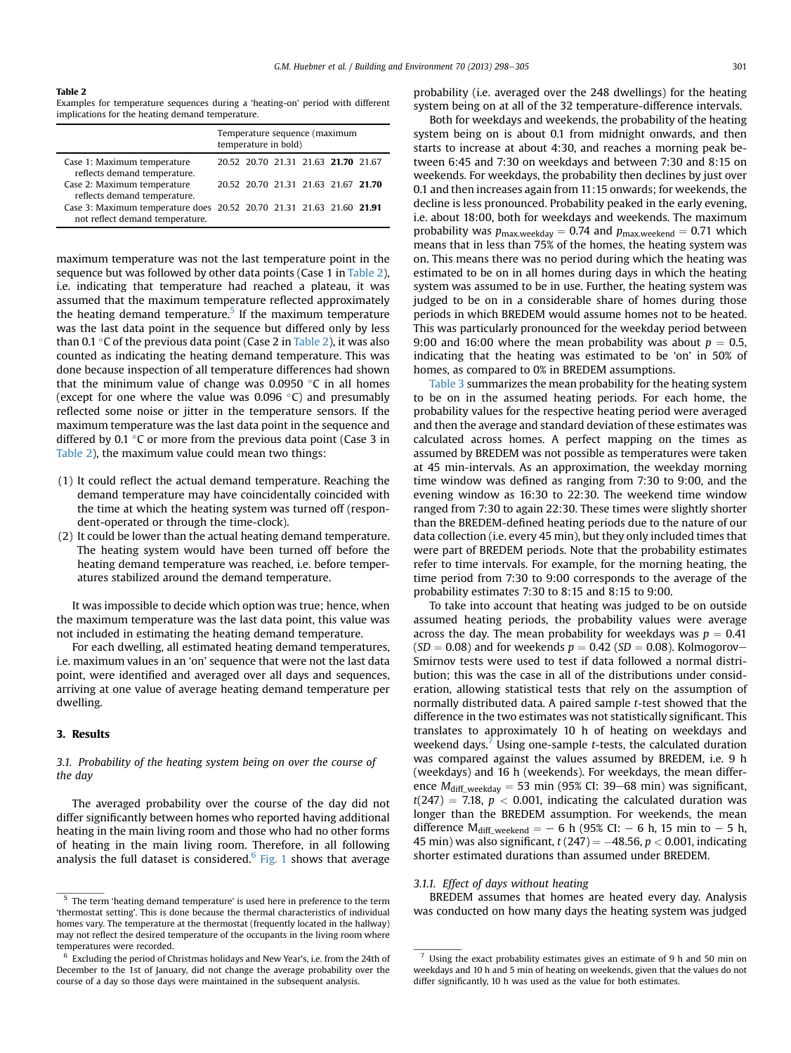**Table 2**
Examples for temperature sequences during a 'heating-on' period with different implications for the heating demand temperature.

| | Temperature sequence (maximum temperature in bold) |
|---|---|
| Case 1: Maximum temperature reflects demand temperature. | 20.52 20.70 21.31 21.63 **21.70** 21.67 |
| Case 2: Maximum temperature reflects demand temperature. | 20.52 20.70 21.31 21.63 21.67 **21.70** |
| Case 3: Maximum temperature does not reflect demand temperature. | 20.52 20.70 21.31 21.63 21.60 **21.91** |

maximum temperature was not the last temperature point in the sequence but was followed by other data points (Case 1 in Table 2), i.e. indicating that temperature had reached a plateau, it was assumed that the maximum temperature reflected approximately the heating demand temperature.[5] If the maximum temperature was the last data point in the sequence but differed only by less than 0.1 °C of the previous data point (Case 2 in Table 2), it was also counted as indicating the heating demand temperature. This was done because inspection of all temperature differences had shown that the minimum value of change was 0.0950 °C in all homes (except for one where the value was 0.096 °C) and presumably reflected some noise or jitter in the temperature sensors. If the maximum temperature was the last data point in the sequence and differed by 0.1 °C or more from the previous data point (Case 3 in Table 2), the maximum value could mean two things:

(1) It could reflect the actual demand temperature. Reaching the demand temperature may have coincidentally coincided with the time at which the heating system was turned off (respondent-operated or through the time-clock).
(2) It could be lower than the actual heating demand temperature. The heating system would have been turned off before the heating demand temperature was reached, i.e. before temperatures stabilized around the demand temperature.

It was impossible to decide which option was true; hence, when the maximum temperature was the last data point, this value was not included in estimating the heating demand temperature.

For each dwelling, all estimated heating demand temperatures, i.e. maximum values in an 'on' sequence that were not the last data point, were identified and averaged over all days and sequences, arriving at one value of average heating demand temperature per dwelling.

## 3. Results

### 3.1. Probability of the heating system being on over the course of the day

The averaged probability over the course of the day did not differ significantly between homes who reported having additional heating in the main living room and those who had no other forms of heating in the main living room. Therefore, in all following analysis the full dataset is considered.[6] Fig. 1 shows that average probability (i.e. averaged over the 248 dwellings) for the heating system being on at all of the 32 temperature-difference intervals.

Both for weekdays and weekends, the probability of the heating system being on is about 0.1 from midnight onwards, and then starts to increase at about 4:30, and reaches a morning peak between 6:45 and 7:30 on weekdays and between 7:30 and 8:15 on weekends. For weekdays, the probability then declines by just over 0.1 and then increases again from 11:15 onwards; for weekends, the decline is less pronounced. Probability peaked in the early evening, i.e. about 18:00, both for weekdays and weekends. The maximum probability was $p_{\text{max.weekday}} = 0.74$ and $p_{\text{max.weekend}} = 0.71$ which means that in less than 75% of the homes, the heating system was on. This means there was no period during which the heating was estimated to be on in all homes during days in which the heating system was assumed to be in use. Further, the heating system was judged to be on in a considerable share of homes during those periods in which BREDEM would assume homes not to be heated. This was particularly pronounced for the weekday period between 9:00 and 16:00 where the mean probability was about $p = 0.5$, indicating that the heating was estimated to be 'on' in 50% of homes, as compared to 0% in BREDEM assumptions.

Table 3 summarizes the mean probability for the heating system to be on in the assumed heating periods. For each home, the probability values for the respective heating period were averaged and then the average and standard deviation of these estimates was calculated across homes. A perfect mapping on the times as assumed by BREDEM was not possible as temperatures were taken at 45 min-intervals. As an approximation, the weekday morning time window was defined as ranging from 7:30 to 9:00, and the evening window as 16:30 to 22:30. The weekend time window ranged from 7:30 to again 22:30. These times were slightly shorter than the BREDEM-defined heating periods due to the nature of our data collection (i.e. every 45 min), but they only included times that were part of BREDEM periods. Note that the probability estimates refer to time intervals. For example, for the morning heating, the time period from 7:30 to 9:00 corresponds to the average of the probability estimates 7:30 to 8:15 and 8:15 to 9:00.

To take into account that heating was judged to be on outside assumed heating periods, the probability values were average across the day. The mean probability for weekdays was $p = 0.41$ ($SD = 0.08$) and for weekends $p = 0.42$ ($SD = 0.08$). Kolmogorov–Smirnov tests were used to test if data followed a normal distribution; this was the case in all of the distributions under consideration, allowing statistical tests that rely on the assumption of normally distributed data. A paired sample *t*-test showed that the difference in the two estimates was not statistically significant. This translates to approximately 10 h of heating on weekdays and weekend days.[7] Using one-sample *t*-tests, the calculated duration was compared against the values assumed by BREDEM, i.e. 9 h (weekdays) and 16 h (weekends). For weekdays, the mean difference $M_{\text{diff\_weekday}} = 53$ min (95% CI: 39–68 min) was significant, $t(247) = 7.18$, $p < 0.001$, indicating the calculated duration was longer than the BREDEM assumption. For weekends, the mean difference $M_{\text{diff\_weekend}} = -6$ h (95% CI: −6 h, 15 min to −5 h, 45 min) was also significant, $t(247) = -48.56$, $p < 0.001$, indicating shorter estimated durations than assumed under BREDEM.

#### 3.1.1. Effect of days without heating

BREDEM assumes that homes are heated every day. Analysis was conducted on how many days the heating system was judged

[5] The term 'heating demand temperature' is used here in preference to the term 'thermostat setting'. This is done because the thermal characteristics of individual homes vary. The temperature at the thermostat (frequently located in the hallway) may not reflect the desired temperature of the occupants in the living room where temperatures were recorded.

[6] Excluding the period of Christmas holidays and New Year's, i.e. from the 24th of December to the 1st of January, did not change the average probability over the course of a day so those days were maintained in the subsequent analysis.

[7] Using the exact probability estimates gives an estimate of 9 h and 50 min on weekdays and 10 h and 5 min of heating on weekends, given that the values do not differ significantly, 10 h was used as the value for both estimates.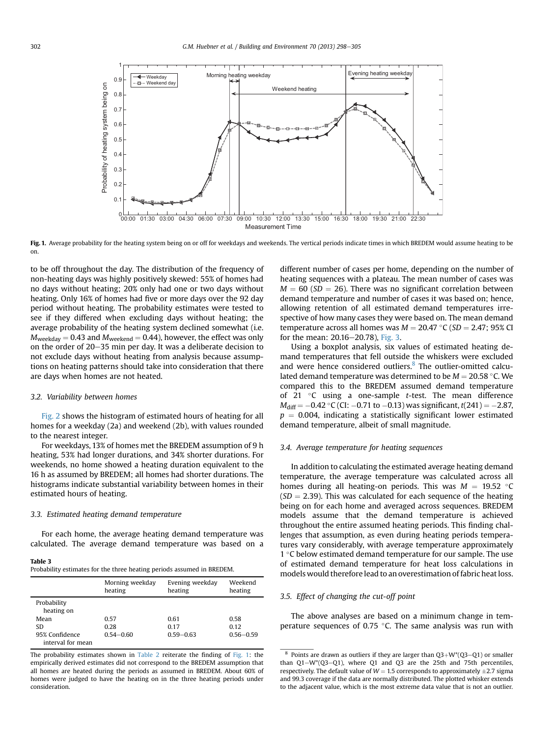Fig. 1. Average probability for the heating system being on or off for weekdays and weekends. The vertical periods indicate times in which BREDEM would assume heating to be on.

to be off throughout the day. The distribution of the frequency of non-heating days was highly positively skewed: 55% of homes had no days without heating; 20% only had one or two days without heating. Only 16% of homes had five or more days over the 92 day period without heating. The probability estimates were tested to see if they differed when excluding days without heating; the average probability of the heating system declined somewhat (i.e. $M_{\text{weekday}} = 0.43$ and $M_{\text{weekend}} = 0.44$), however, the effect was only on the order of 20–35 min per day. It was a deliberate decision to not exclude days without heating from analysis because assumptions on heating patterns should take into consideration that there are days when homes are not heated.

### 3.2. Variability between homes

Fig. 2 shows the histogram of estimated hours of heating for all homes for a weekday (2a) and weekend (2b), with values rounded to the nearest integer.

For weekdays, 13% of homes met the BREDEM assumption of 9 h heating, 53% had longer durations, and 34% shorter durations. For weekends, no home showed a heating duration equivalent to the 16 h as assumed by BREDEM; all homes had shorter durations. The histograms indicate substantial variability between homes in their estimated hours of heating.

### 3.3. Estimated heating demand temperature

For each home, the average heating demand temperature was calculated. The average demand temperature was based on a different number of cases per home, depending on the number of heating sequences with a plateau. The mean number of cases was $M = 60$ ($SD = 26$). There was no significant correlation between demand temperature and number of cases it was based on; hence, allowing retention of all estimated demand temperatures irrespective of how many cases they were based on. The mean demand temperature across all homes was $M = 20.47$ °C ($SD = 2.47$; 95% CI for the mean: 20.16–20.78), Fig. 3.

Using a boxplot analysis, six values of estimated heating demand temperatures that fell outside the whiskers were excluded and were hence considered outliers.[8] The outlier-omitted calculated demand temperature was determined to be $M = 20.58$ °C. We compared this to the BREDEM assumed demand temperature of 21 °C using a one-sample t-test. The mean difference $M_{\text{diff}} = -0.42$ °C (CI: −0.71 to −0.13) was significant, $t(241) = -2.87$, $p = 0.004$, indicating a statistically significant lower estimated demand temperature, albeit of small magnitude.

**Table 3**
Probability estimates for the three heating periods assumed in BREDEM.

| | Morning weekday heating | Evening weekday heating | Weekend heating |
|---|---|---|---|
| Probability heating on | | | |
| Mean | 0.57 | 0.61 | 0.58 |
| SD | 0.28 | 0.17 | 0.12 |
| 95% Confidence interval for mean | 0.54–0.60 | 0.59–0.63 | 0.56–0.59 |

The probability estimates shown in Table 2 reiterate the finding of Fig. 1: the empirically derived estimates did not correspond to the BREDEM assumption that all homes are heated during the periods as assumed in BREDEM. About 60% of homes were judged to have the heating on in the three heating periods under consideration.

### 3.4. Average temperature for heating sequences

In addition to calculating the estimated average heating demand temperature, the average temperature was calculated across all homes during all heating-on periods. This was $M = 19.52$ °C ($SD = 2.39$). This was calculated for each sequence of the heating being on for each home and averaged across sequences. BREDEM models assume that the demand temperature is achieved throughout the entire assumed heating periods. This finding challenges that assumption, as even during heating periods temperatures vary considerably, with average temperature approximately 1 °C below estimated demand temperature for our sample. The use of estimated demand temperature for heat loss calculations in models would therefore lead to an overestimation of fabric heat loss.

### 3.5. Effect of changing the cut-off point

The above analyses are based on a minimum change in temperature sequences of 0.75 °C. The same analysis was run with

[8] Points are drawn as outliers if they are larger than Q3+W*(Q3−Q1) or smaller than Q1−W*(Q3−Q1), where Q1 and Q3 are the 25th and 75th percentiles, respectively. The default value of W = 1.5 corresponds to approximately ±2.7 sigma and 99.3 coverage if the data are normally distributed. The plotted whisker extends to the adjacent value, which is the most extreme data value that is not an outlier.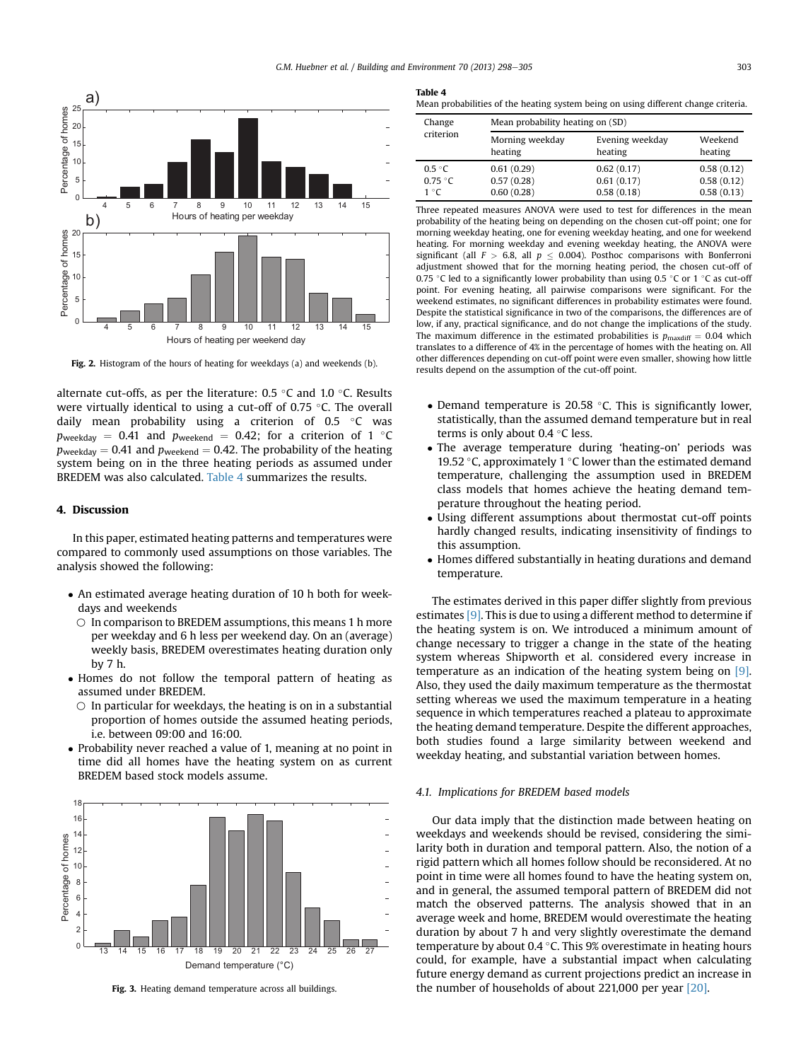Fig. 2. Histogram of the hours of heating for weekdays (a) and weekends (b).

alternate cut-offs, as per the literature: 0.5 °C and 1.0 °C. Results were virtually identical to using a cut-off of 0.75 °C. The overall daily mean probability using a criterion of 0.5 °C was $p_{weekday} = 0.41$ and $p_{weekend} = 0.42$; for a criterion of 1 °C $p_{weekday} = 0.41$ and $p_{weekend} = 0.42$. The probability of the heating system being on in the three heating periods as assumed under BREDEM was also calculated. Table 4 summarizes the results.

## 4. Discussion

In this paper, estimated heating patterns and temperatures were compared to commonly used assumptions on those variables. The analysis showed the following:

- An estimated average heating duration of 10 h both for weekdays and weekends
  - In comparison to BREDEM assumptions, this means 1 h more per weekday and 6 h less per weekend day. On an (average) weekly basis, BREDEM overestimates heating duration only by 7 h.
- Homes do not follow the temporal pattern of heating as assumed under BREDEM.
  - In particular for weekdays, the heating is on in a substantial proportion of homes outside the assumed heating periods, i.e. between 09:00 and 16:00.
- Probability never reached a value of 1, meaning at no point in time did all homes have the heating system on as current BREDEM based stock models assume.

Fig. 3. Heating demand temperature across all buildings.

**Table 4**
Mean probabilities of the heating system being on using different change criteria.

| Change criterion | Mean probability heating on (SD) | | |
|---|---|---|---|
| | Morning weekday heating | Evening weekday heating | Weekend heating |
| 0.5 °C | 0.61 (0.29) | 0.62 (0.17) | 0.58 (0.12) |
| 0.75 °C | 0.57 (0.28) | 0.61 (0.17) | 0.58 (0.12) |
| 1 °C | 0.60 (0.28) | 0.58 (0.18) | 0.58 (0.13) |

Three repeated measures ANOVA were used to test for differences in the mean probability of the heating being on depending on the chosen cut-off point; one for morning weekday heating, one for evening weekday heating, and one for weekend heating. For morning weekday and evening weekday heating, the ANOVA were significant (all $F > 6.8$, all $p \leq 0.004$). Posthoc comparisons with Bonferroni adjustment showed that for the morning heating period, the chosen cut-off of 0.75 °C led to a significantly lower probability than using 0.5 °C or 1 °C as cut-off point. For evening heating, all pairwise comparisons were significant. For the weekend estimates, no significant differences in probability estimates were found. Despite the statistical significance in two of the comparisons, the differences are of low, if any, practical significance, and do not change the implications of the study. The maximum difference in the estimated probabilities is $p_{maxdiff} = 0.04$ which translates to a difference of 4% in the percentage of homes with the heating on. All other differences depending on cut-off point were even smaller, showing how little results depend on the assumption of the cut-off point.

- Demand temperature is 20.58 °C. This is significantly lower, statistically, than the assumed demand temperature but in real terms is only about 0.4 °C less.
- The average temperature during 'heating-on' periods was 19.52 °C, approximately 1 °C lower than the estimated demand temperature, challenging the assumption used in BREDEM class models that homes achieve the heating demand temperature throughout the heating period.
- Using different assumptions about thermostat cut-off points hardly changed results, indicating insensitivity of findings to this assumption.
- Homes differed substantially in heating durations and demand temperature.

The estimates derived in this paper differ slightly from previous estimates [9]. This is due to using a different method to determine if the heating system is on. We introduced a minimum amount of change necessary to trigger a change in the state of the heating system whereas Shipworth et al. considered every increase in temperature as an indication of the heating system being on [9]. Also, they used the daily maximum temperature as the thermostat setting whereas we used the maximum temperature in a heating sequence in which temperatures reached a plateau to approximate the heating demand temperature. Despite the different approaches, both studies found a large similarity between weekend and weekday heating, and substantial variation between homes.

### *4.1. Implications for BREDEM based models*

Our data imply that the distinction made between heating on weekdays and weekends should be revised, considering the similarity both in duration and temporal pattern. Also, the notion of a rigid pattern which all homes follow should be reconsidered. At no point in time were all homes found to have the heating system on, and in general, the assumed temporal pattern of BREDEM did not match the observed patterns. The analysis showed that in an average week and home, BREDEM would overestimate the heating duration by about 7 h and very slightly overestimate the demand temperature by about 0.4 °C. This 9% overestimate in heating hours could, for example, have a substantial impact when calculating future energy demand as current projections predict an increase in the number of households of about 221,000 per year [20].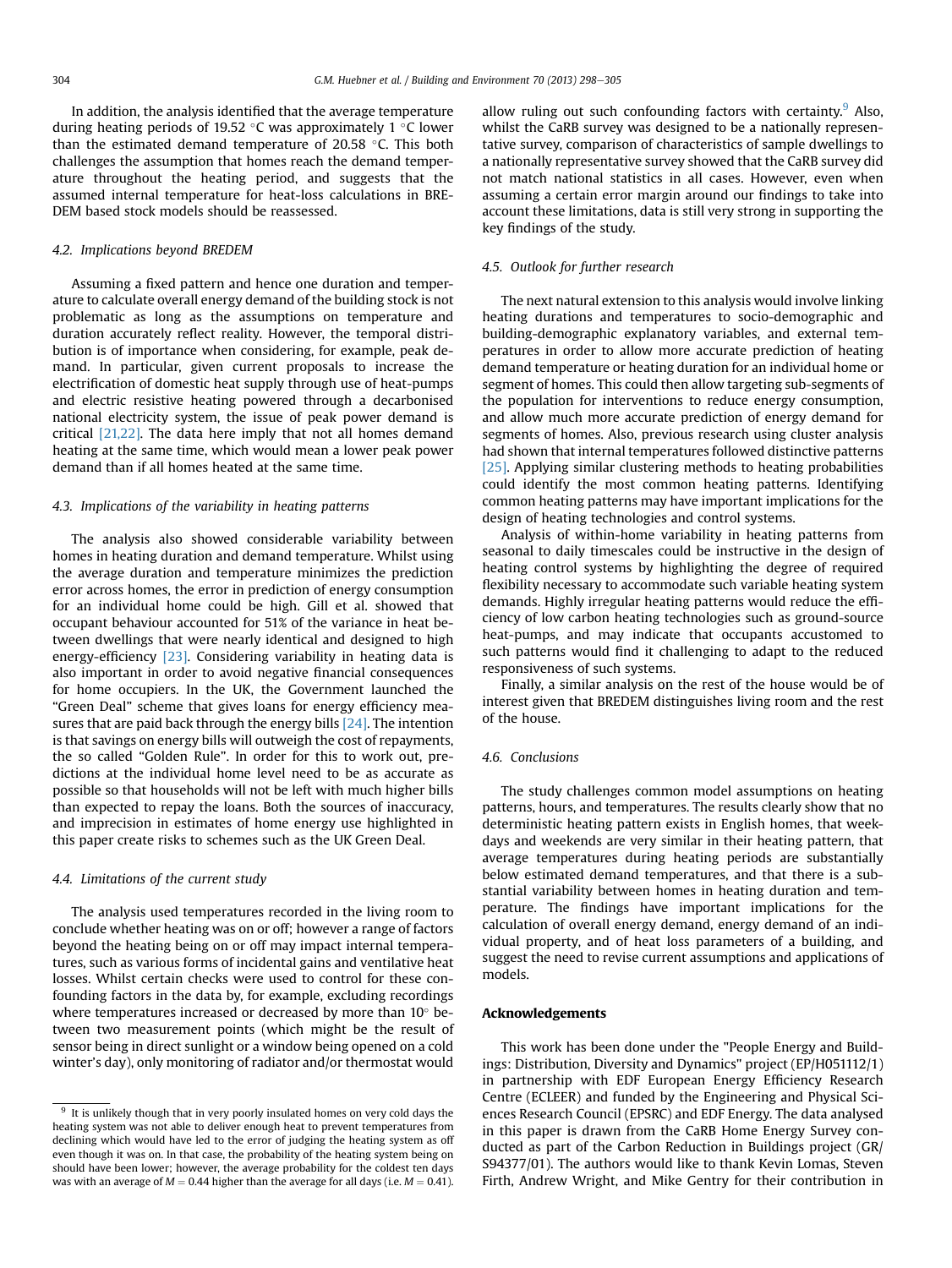In addition, the analysis identified that the average temperature during heating periods of 19.52 °C was approximately 1 °C lower than the estimated demand temperature of 20.58 °C. This both challenges the assumption that homes reach the demand temperature throughout the heating period, and suggests that the assumed internal temperature for heat-loss calculations in BREDEM based stock models should be reassessed.

### 4.2. Implications beyond BREDEM

Assuming a fixed pattern and hence one duration and temperature to calculate overall energy demand of the building stock is not problematic as long as the assumptions on temperature and duration accurately reflect reality. However, the temporal distribution is of importance when considering, for example, peak demand. In particular, given current proposals to increase the electrification of domestic heat supply through use of heat-pumps and electric resistive heating powered through a decarbonised national electricity system, the issue of peak power demand is critical [21,22]. The data here imply that not all homes demand heating at the same time, which would mean a lower peak power demand than if all homes heated at the same time.

### 4.3. Implications of the variability in heating patterns

The analysis also showed considerable variability between homes in heating duration and demand temperature. Whilst using the average duration and temperature minimizes the prediction error across homes, the error in prediction of energy consumption for an individual home could be high. Gill et al. showed that occupant behaviour accounted for 51% of the variance in heat between dwellings that were nearly identical and designed to high energy-efficiency [23]. Considering variability in heating data is also important in order to avoid negative financial consequences for home occupiers. In the UK, the Government launched the "Green Deal" scheme that gives loans for energy efficiency measures that are paid back through the energy bills [24]. The intention is that savings on energy bills will outweigh the cost of repayments, the so called "Golden Rule". In order for this to work out, predictions at the individual home level need to be as accurate as possible so that households will not be left with much higher bills than expected to repay the loans. Both the sources of inaccuracy, and imprecision in estimates of home energy use highlighted in this paper create risks to schemes such as the UK Green Deal.

### 4.4. Limitations of the current study

The analysis used temperatures recorded in the living room to conclude whether heating was on or off; however a range of factors beyond the heating being on or off may impact internal temperatures, such as various forms of incidental gains and ventilative heat losses. Whilst certain checks were used to control for these confounding factors in the data by, for example, excluding recordings where temperatures increased or decreased by more than 10° between two measurement points (which might be the result of sensor being in direct sunlight or a window being opened on a cold winter's day), only monitoring of radiator and/or thermostat would allow ruling out such confounding factors with certainty.[9] Also, whilst the CaRB survey was designed to be a nationally representative survey, comparison of characteristics of sample dwellings to a nationally representative survey showed that the CaRB survey did not match national statistics in all cases. However, even when assuming a certain error margin around our findings to take into account these limitations, data is still very strong in supporting the key findings of the study.

### 4.5. Outlook for further research

The next natural extension to this analysis would involve linking heating durations and temperatures to socio-demographic and building-demographic explanatory variables, and external temperatures in order to allow more accurate prediction of heating demand temperature or heating duration for an individual home or segment of homes. This could then allow targeting sub-segments of the population for interventions to reduce energy consumption, and allow much more accurate prediction of energy demand for segments of homes. Also, previous research using cluster analysis had shown that internal temperatures followed distinctive patterns [25]. Applying similar clustering methods to heating probabilities could identify the most common heating patterns. Identifying common heating patterns may have important implications for the design of heating technologies and control systems.

Analysis of within-home variability in heating patterns from seasonal to daily timescales could be instructive in the design of heating control systems by highlighting the degree of required flexibility necessary to accommodate such variable heating system demands. Highly irregular heating patterns would reduce the efficiency of low carbon heating technologies such as ground-source heat-pumps, and may indicate that occupants accustomed to such patterns would find it challenging to adapt to the reduced responsiveness of such systems.

Finally, a similar analysis on the rest of the house would be of interest given that BREDEM distinguishes living room and the rest of the house.

### 4.6. Conclusions

The study challenges common model assumptions on heating patterns, hours, and temperatures. The results clearly show that no deterministic heating pattern exists in English homes, that weekdays and weekends are very similar in their heating pattern, that average temperatures during heating periods are substantially below estimated demand temperatures, and that there is a substantial variability between homes in heating duration and temperature. The findings have important implications for the calculation of overall energy demand, energy demand of an individual property, and of heat loss parameters of a building, and suggest the need to revise current assumptions and applications of models.

## Acknowledgements

This work has been done under the "People Energy and Buildings: Distribution, Diversity and Dynamics" project (EP/H051112/1) in partnership with EDF European Energy Efficiency Research Centre (ECLEER) and funded by the Engineering and Physical Sciences Research Council (EPSRC) and EDF Energy. The data analysed in this paper is drawn from the CaRB Home Energy Survey conducted as part of the Carbon Reduction in Buildings project (GR/S94377/01). The authors would like to thank Kevin Lomas, Steven Firth, Andrew Wright, and Mike Gentry for their contribution in

[9] It is unlikely though that in very poorly insulated homes on very cold days the heating system was not able to deliver enough heat to prevent temperatures from declining which would have led to the error of judging the heating system as off even though it was on. In that case, the probability of the heating system being on should have been lower; however, the average probability for the coldest ten days was with an average of $M = 0.44$ higher than the average for all days (i.e. $M = 0.41$).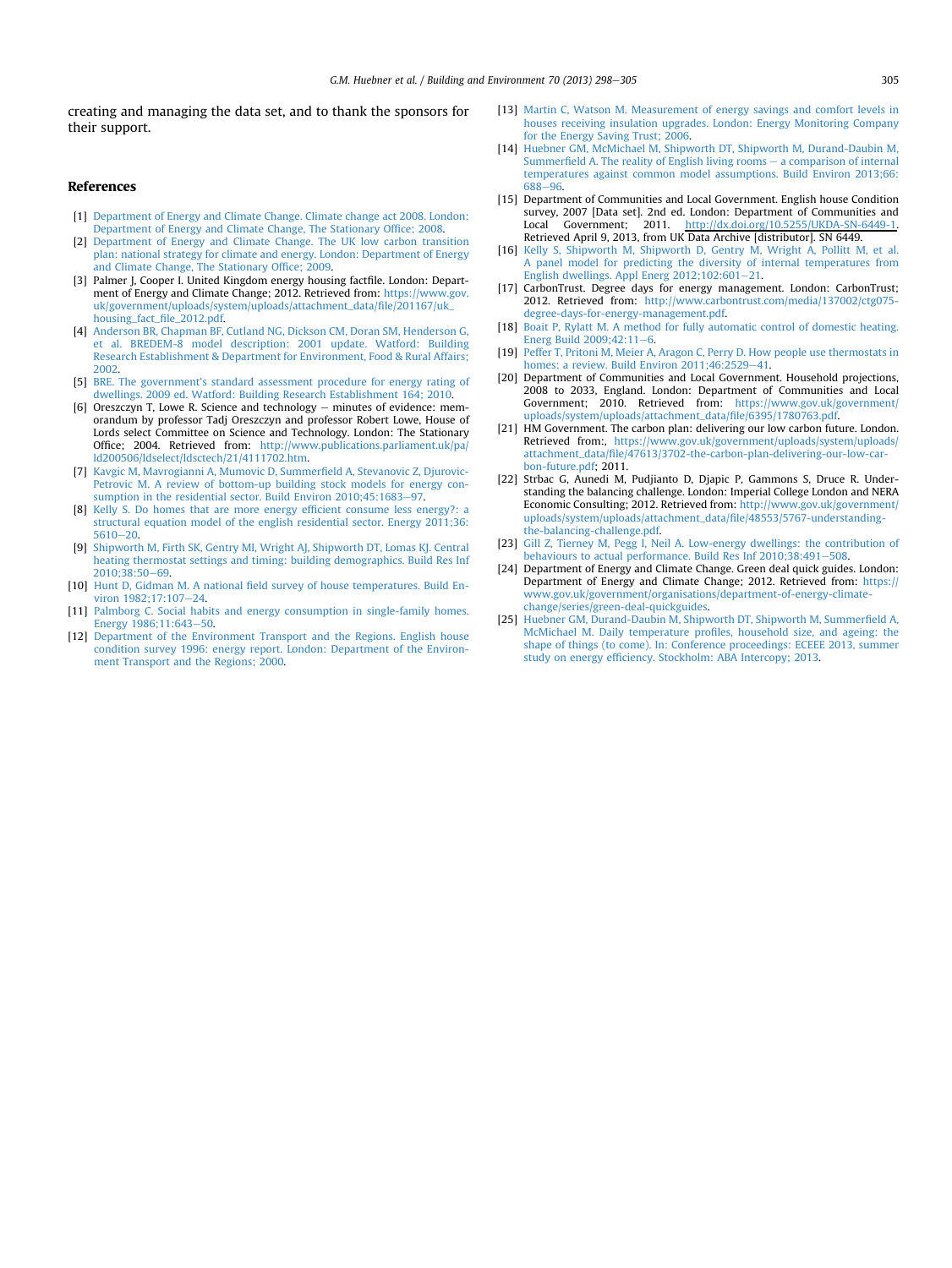creating and managing the data set, and to thank the sponsors for their support.

## References

[1] Department of Energy and Climate Change. Climate change act 2008. London: Department of Energy and Climate Change, The Stationary Office; 2008.

[2] Department of Energy and Climate Change. The UK low carbon transition plan: national strategy for climate and energy. London: Department of Energy and Climate Change, The Stationary Office; 2009.

[3] Palmer J, Cooper I. United Kingdom energy housing factfile. London: Department of Energy and Climate Change; 2012. Retrieved from: https://www.gov.uk/government/uploads/system/uploads/attachment_data/file/201167/uk_housing_fact_file_2012.pdf.

[4] Anderson BR, Chapman BF, Cutland NG, Dickson CM, Doran SM, Henderson G, et al. BREDEM-8 model description: 2001 update. Watford: Building Research Establishment & Department for Environment, Food & Rural Affairs; 2002.

[5] BRE. The government's standard assessment procedure for energy rating of dwellings. 2009 ed. Watford: Building Research Establishment 164; 2010.

[6] Oreszczyn T, Lowe R. Science and technology – minutes of evidence: memorandum by professor Tadj Oreszczyn and professor Robert Lowe, House of Lords select Committee on Science and Technology. London: The Stationary Office; 2004. Retrieved from: http://www.publications.parliament.uk/pa/ld200506/ldselect/ldsctech/21/4111702.htm.

[7] Kavgic M, Mavrogianni A, Mumovic D, Summerfield A, Stevanovic Z, Djurovic-Petrovic M. A review of bottom-up building stock models for energy consumption in the residential sector. Build Environ 2010;45:1683–97.

[8] Kelly S. Do homes that are more energy efficient consume less energy?: a structural equation model of the english residential sector. Energy 2011;36:5610–20.

[9] Shipworth M, Firth SK, Gentry MI, Wright AJ, Shipworth DT, Lomas KJ. Central heating thermostat settings and timing: building demographics. Build Res Inf 2010;38:50–69.

[10] Hunt D, Gidman M. A national field survey of house temperatures. Build Environ 1982;17:107–24.

[11] Palmborg C. Social habits and energy consumption in single-family homes. Energy 1986;11:643–50.

[12] Department of the Environment Transport and the Regions. English house condition survey 1996: energy report. London: Department of the Environment Transport and the Regions; 2000.

[13] Martin C, Watson M. Measurement of energy savings and comfort levels in houses receiving insulation upgrades. London: Energy Monitoring Company for the Energy Saving Trust; 2006.

[14] Huebner GM, McMichael M, Shipworth DT, Shipworth M, Durand-Daubin M, Summerfield A. The reality of English living rooms – a comparison of internal temperatures against common model assumptions. Build Environ 2013;66:688–96.

[15] Department of Communities and Local Government. English house Condition survey, 2007 [Data set]. 2nd ed. London: Department of Communities and Local Government; 2011. http://dx.doi.org/10.5255/UKDA-SN-6449-1. Retrieved April 9, 2013, from UK Data Archive [distributor]. SN 6449.

[16] Kelly S, Shipworth M, Shipworth D, Gentry M, Wright A, Pollitt M, et al. A panel model for predicting the diversity of internal temperatures from English dwellings. Appl Energ 2012;102:601–21.

[17] CarbonTrust. Degree days for energy management. London: CarbonTrust; 2012. Retrieved from: http://www.carbontrust.com/media/137002/ctg075-degree-days-for-energy-management.pdf.

[18] Boait P, Rylatt M. A method for fully automatic control of domestic heating. Energ Build 2009;42:11–6.

[19] Peffer T, Pritoni M, Meier A, Aragon C, Perry D. How people use thermostats in homes: a review. Build Environ 2011;46:2529–41.

[20] Department of Communities and Local Government. Household projections, 2008 to 2033, England. London: Department of Communities and Local Government; 2010. Retrieved from: https://www.gov.uk/government/uploads/system/uploads/attachment_data/file/6395/1780763.pdf.

[21] HM Government. The carbon plan: delivering our low carbon future. London. Retrieved from:, https://www.gov.uk/government/uploads/system/uploads/attachment_data/file/47613/3702-the-carbon-plan-delivering-our-low-carbon-future.pdf; 2011.

[22] Strbac G, Aunedi M, Pudjianto D, Djapic P, Gammons S, Druce R. Understanding the balancing challenge. London: Imperial College London and NERA Economic Consulting; 2012. Retrieved from: http://www.gov.uk/government/uploads/system/uploads/attachment_data/file/48553/5767-understanding-the-balancing-challenge.pdf.

[23] Gill Z, Tierney M, Pegg I, Neil A. Low-energy dwellings: the contribution of behaviours to actual performance. Build Res Inf 2010;38:491–508.

[24] Department of Energy and Climate Change. Green deal quick guides. London: Department of Energy and Climate Change; 2012. Retrieved from: https://www.gov.uk/government/organisations/department-of-energy-climate-change/series/green-deal-quickguides.

[25] Huebner GM, Durand-Daubin M, Shipworth DT, Shipworth M, Summerfield A, McMichael M. Daily temperature profiles, household size, and ageing: the shape of things (to come). In: Conference proceedings: ECEEE 2013, summer study on energy efficiency. Stockholm: ABA Intercopy; 2013.